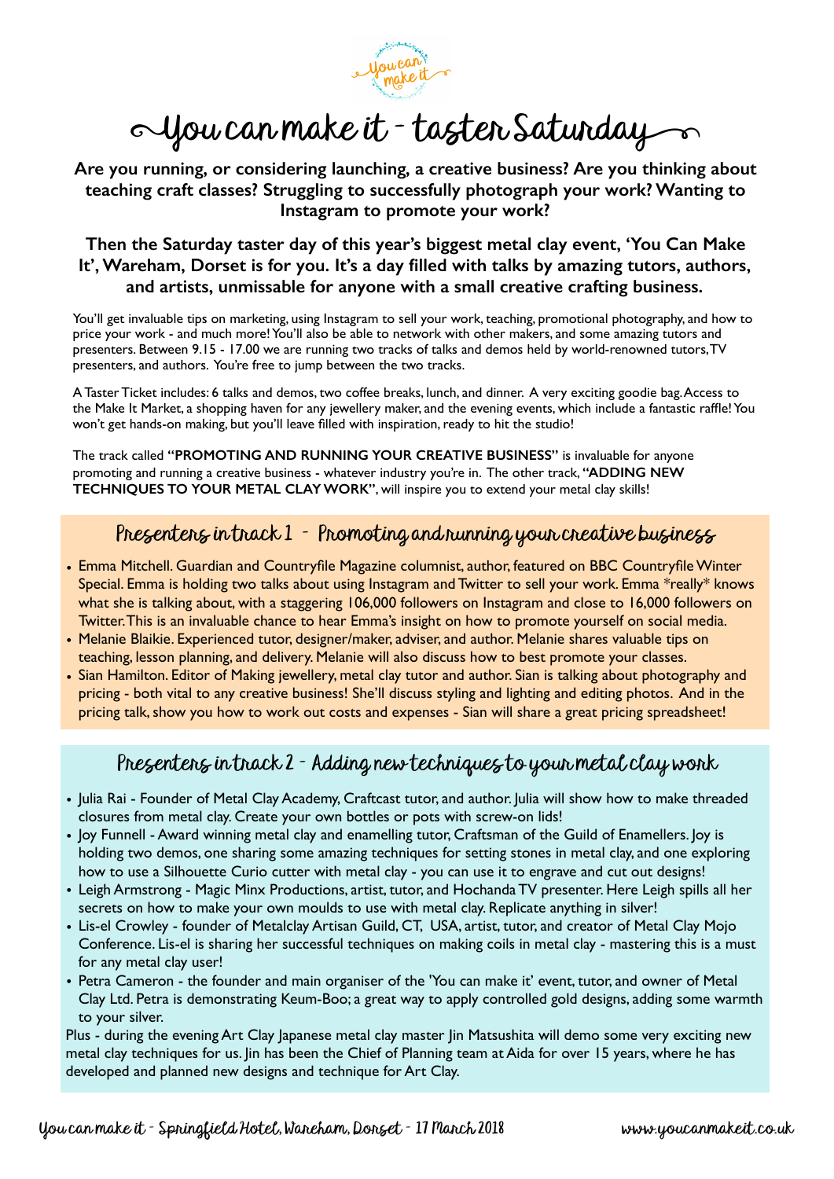# You can make it - taster Saturday

**Are you running, or considering launching, a creative business? Are you thinking about teaching craft classes? Struggling to successfully photograph your work? Wanting to Instagram to promote your work?**

**Then the Saturday taster day of this year's biggest metal clay event, 'You Can Make It', Wareham, Dorset is for you. It's a day filled with talks by amazing tutors, authors, and artists, unmissable for anyone with a small creative crafting business.**

You'll get invaluable tips on marketing, using Instagram to sell your work, teaching, promotional photography, and how to price your work - and much more! You'll also be able to network with other makers, and some amazing tutors and presenters. Between 9.15 - 17.00 we are running two tracks of talks and demos held by world-renowned tutors, TV presenters, and authors. You're free to jump between the two tracks.

A Taster Ticket includes: 6 talks and demos, two coffee breaks, lunch, and dinner. A very exciting goodie bag. Access to the Make It Market, a shopping haven for any jewellery maker, and the evening events, which include a fantastic raffle! You won't get hands-on making, but you'll leave filled with inspiration, ready to hit the studio!

The track called **"PROMOTING AND RUNNING YOUR CREATIVE BUSINESS"** is invaluable for anyone promoting and running a creative business - whatever industry you're in. The other track, **"ADDING NEW TECHNIQUES TO YOUR METAL CLAY WORK"**, will inspire you to extend your metal clay skills!

## Presenters in track 1 - Promoting and running your creative business

- Emma Mitchell. Guardian and Countryfile Magazine columnist, author, featured on BBC Countryfile Winter Special. Emma is holding two talks about using Instagram and Twitter to sell your work. Emma *really* knows what she is talking about, with a staggering 106,000 followers on Instagram and close to 16,000 followers on Twitter. This is an invaluable chance to hear Emma's insight on how to promote yourself on social media.
- Melanie Blaikie. Experienced tutor, designer/maker, adviser, and author. Melanie shares valuable tips on teaching, lesson planning, and delivery. Melanie will also discuss how to best promote your classes.
- Sian Hamilton. Editor of Making jewellery, metal clay tutor and author. Sian is talking about photography and pricing - both vital to any creative business! She'll discuss styling and lighting and editing photos. And in the pricing talk, show you how to work out costs and expenses - Sian will share a great pricing spreadsheet!

## Presenters in track 2 - Adding new techniques to your metal clay work

- Julia Rai - Founder of Metal Clay Academy, Craftcast tutor, and author. Julia will show how to make threaded closures from metal clay. Create your own bottles or pots with screw-on lids!
- Joy Funnell - Award winning metal clay and enamelling tutor, Craftsman of the Guild of Enamellers. Joy is holding two demos, one sharing some amazing techniques for setting stones in metal clay, and one exploring how to use a Silhouette Curio cutter with metal clay - you can use it to engrave and cut out designs!
- Leigh Armstrong - Magic Minx Productions, artist, tutor, and Hochanda TV presenter. Here Leigh spills all her secrets on how to make your own moulds to use with metal clay. Replicate anything in silver!
- Lis-el Crowley - founder of Metalclay Artisan Guild, CT, USA, artist, tutor, and creator of Metal Clay Mojo Conference. Lis-el is sharing her successful techniques on making coils in metal clay - mastering this is a must for any metal clay user!
- Petra Cameron - the founder and main organiser of the 'You can make it' event, tutor, and owner of Metal Clay Ltd. Petra is demonstrating Keum-Boo; a great way to apply controlled gold designs, adding some warmth to your silver.

Plus - during the evening Art Clay Japanese metal clay master Jin Matsushita will demo some very exciting new metal clay techniques for us. Jin has been the Chief of Planning team at Aida for over 15 years, where he has developed and planned new designs and technique for Art Clay.

You can make it - Springfield Hotel, Wareham, Dorset - 17 March 2018 www.youcanmakeit.co.uk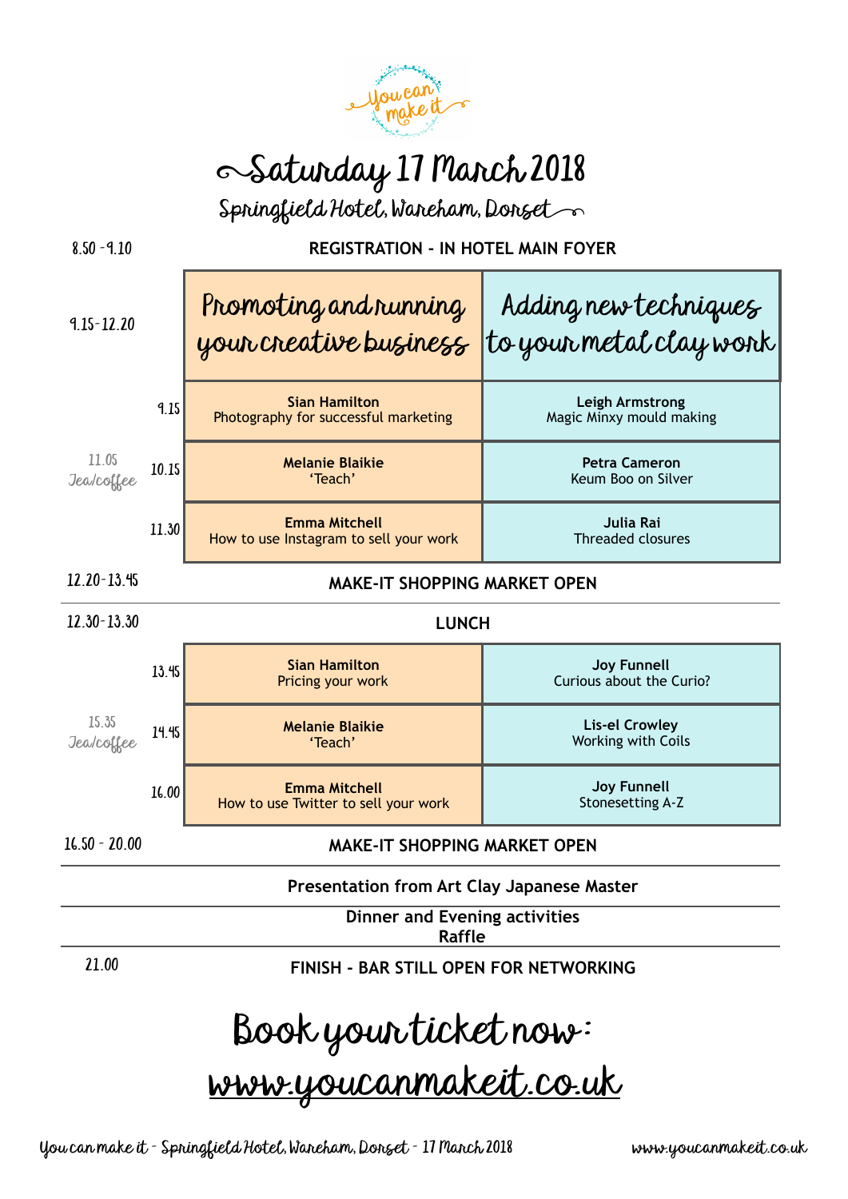# Saturday 17 March 2018

## Springfield Hotel, Wareham, Dorset

| | | | |
|---|---|---|---|
| 8.50 - 9.10 | | **REGISTRATION - IN HOTEL MAIN FOYER** | |
| 9.15 - 12.20 | | **Promoting and running your creative business** | **Adding new techniques to your metal clay work** |
| | 9.15 | **Sian Hamilton** Photography for successful marketing | **Leigh Armstrong** Magic Minxy mould making |
| 11.05 Tea/coffee | 10.15 | **Melanie Blaikie** 'Teach' | **Petra Cameron** Keum Boo on Silver |
| | 11.30 | **Emma Mitchell** How to use Instagram to sell your work | **Julia Rai** Threaded closures |
| 12.20 - 13.45 | | **MAKE-IT SHOPPING MARKET OPEN** | |
| 12.30 - 13.30 | | **LUNCH** | |
| | 13.45 | **Sian Hamilton** Pricing your work | **Joy Funnell** Curious about the Curio? |
| 15.35 Tea/coffee | 14.45 | **Melanie Blaikie** 'Teach' | **Lis-el Crowley** Working with Coils |
| | 16.00 | **Emma Mitchell** How to use Twitter to sell your work | **Joy Funnell** Stonesetting A-Z |
| 16.50 - 20.00 | | **MAKE-IT SHOPPING MARKET OPEN** | |
| | | **Presentation from Art Clay Japanese Master** | |
| | | **Dinner and Evening activities** **Raffle** | |
| 21.00 | | **FINISH - BAR STILL OPEN FOR NETWORKING** | |

# Book your ticket now:

# www.youcanmakeit.co.uk

You can make it - Springfield Hotel, Wareham, Dorset - 17 March 2018 www.youcanmakeit.co.uk